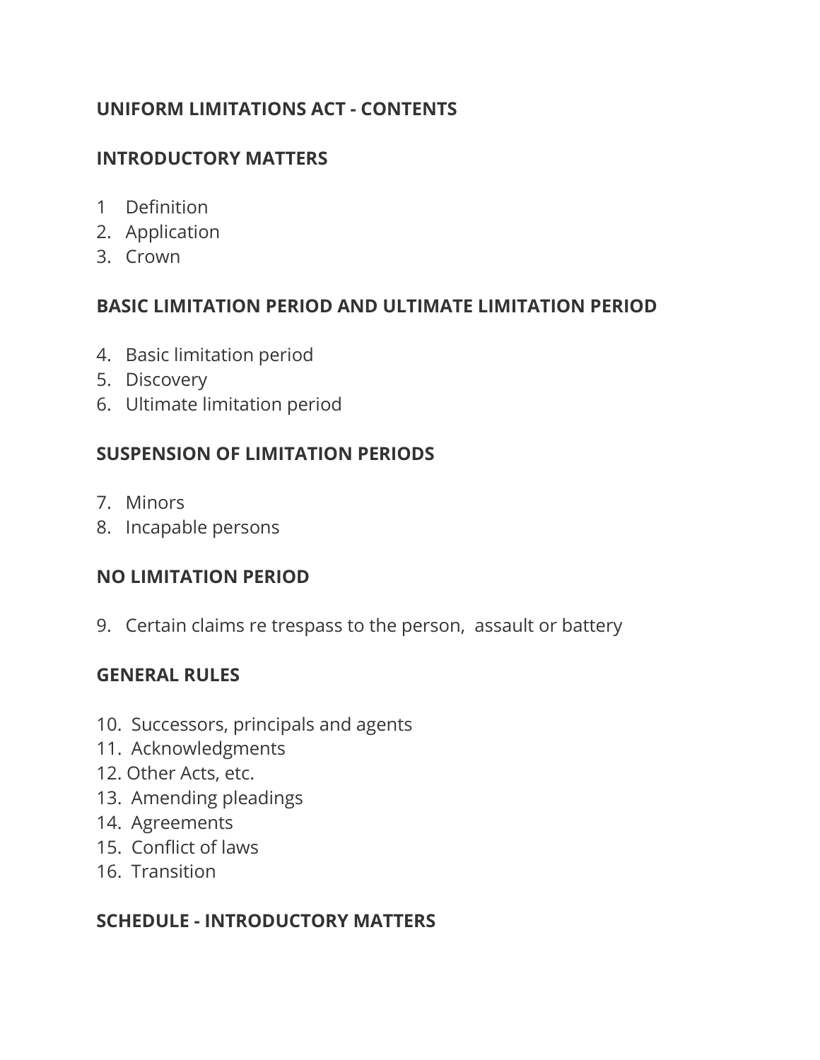## UNIFORM LIMITATIONS ACT - CONTENTS

### INTRODUCTORY MATTERS

1 Definition
2. Application
3. Crown

### BASIC LIMITATION PERIOD AND ULTIMATE LIMITATION PERIOD

4. Basic limitation period
5. Discovery
6. Ultimate limitation period

### SUSPENSION OF LIMITATION PERIODS

7. Minors
8. Incapable persons

### NO LIMITATION PERIOD

9. Certain claims re trespass to the person, assault or battery

### GENERAL RULES

10. Successors, principals and agents
11. Acknowledgments
12. Other Acts, etc.
13. Amending pleadings
14. Agreements
15. Conflict of laws
16. Transition

### SCHEDULE - INTRODUCTORY MATTERS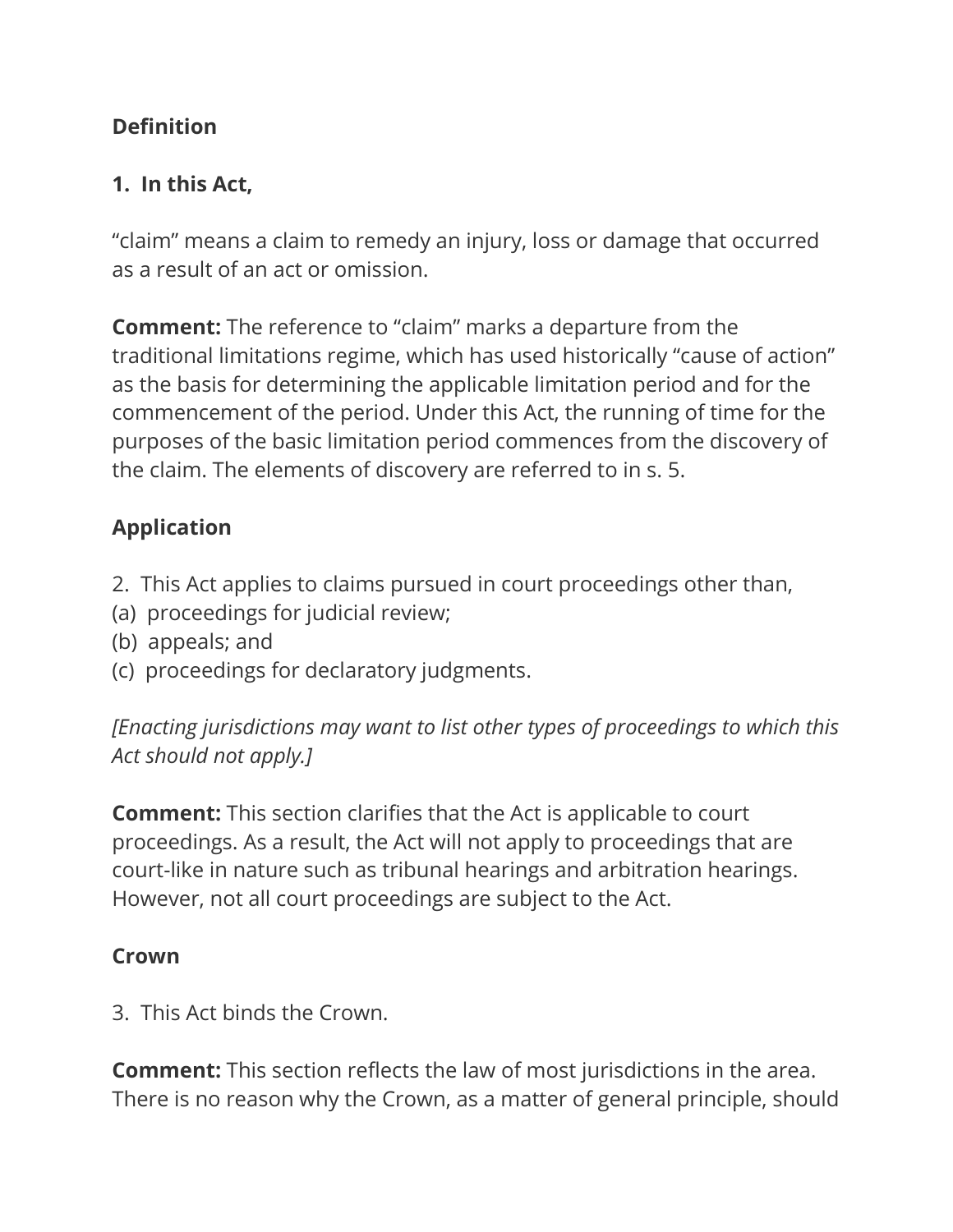**Definition**

**1. In this Act,**

“claim” means a claim to remedy an injury, loss or damage that occurred as a result of an act or omission.

**Comment:** The reference to “claim” marks a departure from the traditional limitations regime, which has used historically “cause of action” as the basis for determining the applicable limitation period and for the commencement of the period. Under this Act, the running of time for the purposes of the basic limitation period commences from the discovery of the claim. The elements of discovery are referred to in s. 5.

**Application**

2. This Act applies to claims pursued in court proceedings other than,
(a) proceedings for judicial review;
(b) appeals; and
(c) proceedings for declaratory judgments.

*[Enacting jurisdictions may want to list other types of proceedings to which this Act should not apply.]*

**Comment:** This section clarifies that the Act is applicable to court proceedings. As a result, the Act will not apply to proceedings that are court-like in nature such as tribunal hearings and arbitration hearings. However, not all court proceedings are subject to the Act.

**Crown**

3. This Act binds the Crown.

**Comment:** This section reflects the law of most jurisdictions in the area. There is no reason why the Crown, as a matter of general principle, should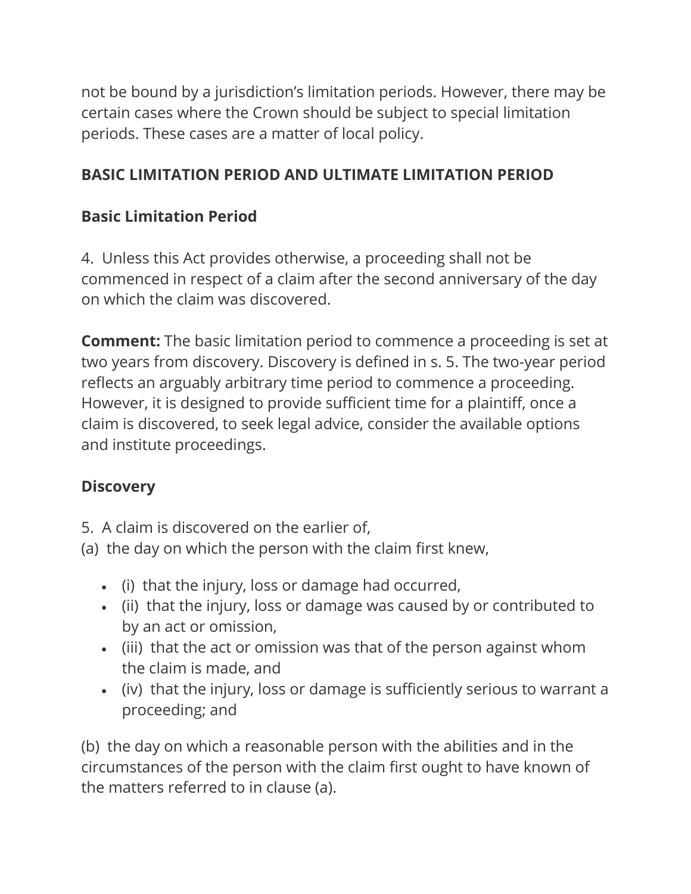not be bound by a jurisdiction's limitation periods. However, there may be certain cases where the Crown should be subject to special limitation periods. These cases are a matter of local policy.

## BASIC LIMITATION PERIOD AND ULTIMATE LIMITATION PERIOD

### Basic Limitation Period

4. Unless this Act provides otherwise, a proceeding shall not be commenced in respect of a claim after the second anniversary of the day on which the claim was discovered.

**Comment:** The basic limitation period to commence a proceeding is set at two years from discovery. Discovery is defined in s. 5. The two-year period reflects an arguably arbitrary time period to commence a proceeding. However, it is designed to provide sufficient time for a plaintiff, once a claim is discovered, to seek legal advice, consider the available options and institute proceedings.

### Discovery

5. A claim is discovered on the earlier of,
(a) the day on which the person with the claim first knew,

- (i) that the injury, loss or damage had occurred,
- (ii) that the injury, loss or damage was caused by or contributed to by an act or omission,
- (iii) that the act or omission was that of the person against whom the claim is made, and
- (iv) that the injury, loss or damage is sufficiently serious to warrant a proceeding; and

(b) the day on which a reasonable person with the abilities and in the circumstances of the person with the claim first ought to have known of the matters referred to in clause (a).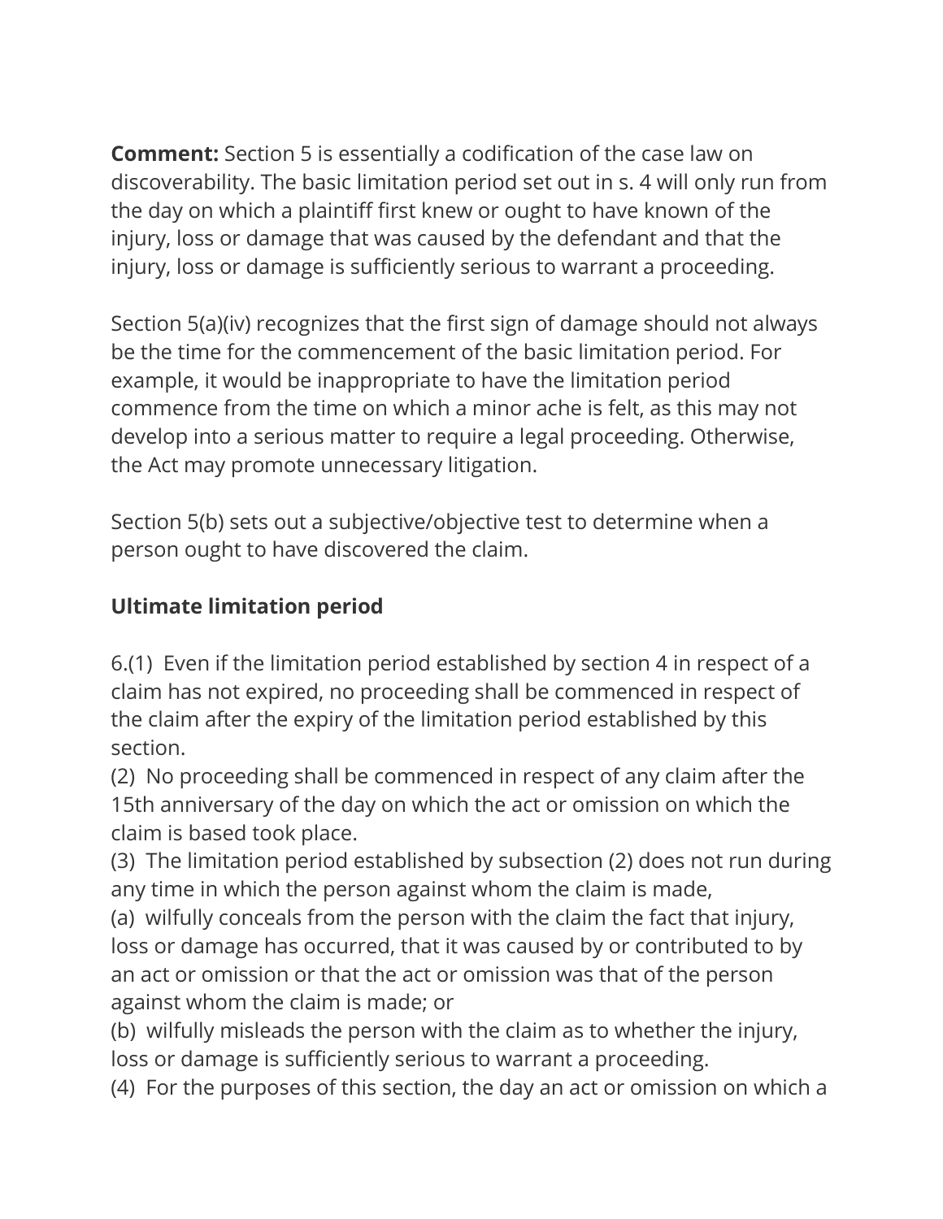**Comment:** Section 5 is essentially a codification of the case law on discoverability. The basic limitation period set out in s. 4 will only run from the day on which a plaintiff first knew or ought to have known of the injury, loss or damage that was caused by the defendant and that the injury, loss or damage is sufficiently serious to warrant a proceeding.

Section 5(a)(iv) recognizes that the first sign of damage should not always be the time for the commencement of the basic limitation period. For example, it would be inappropriate to have the limitation period commence from the time on which a minor ache is felt, as this may not develop into a serious matter to require a legal proceeding. Otherwise, the Act may promote unnecessary litigation.

Section 5(b) sets out a subjective/objective test to determine when a person ought to have discovered the claim.

**Ultimate limitation period**

6.(1) Even if the limitation period established by section 4 in respect of a claim has not expired, no proceeding shall be commenced in respect of the claim after the expiry of the limitation period established by this section.

(2) No proceeding shall be commenced in respect of any claim after the 15th anniversary of the day on which the act or omission on which the claim is based took place.

(3) The limitation period established by subsection (2) does not run during any time in which the person against whom the claim is made,

(a) wilfully conceals from the person with the claim the fact that injury, loss or damage has occurred, that it was caused by or contributed to by an act or omission or that the act or omission was that of the person against whom the claim is made; or

(b) wilfully misleads the person with the claim as to whether the injury, loss or damage is sufficiently serious to warrant a proceeding.

(4) For the purposes of this section, the day an act or omission on which a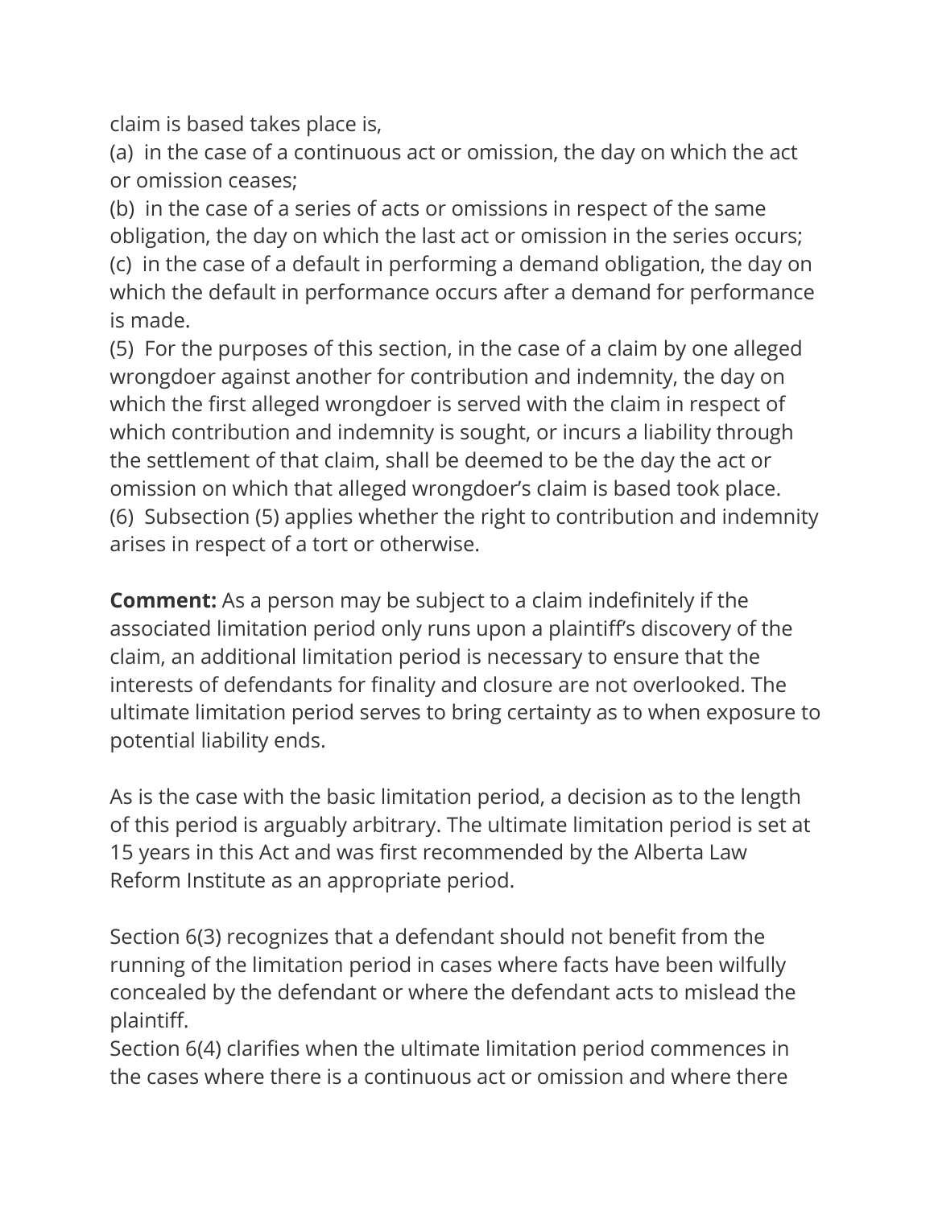claim is based takes place is,

(a) in the case of a continuous act or omission, the day on which the act or omission ceases;

(b) in the case of a series of acts or omissions in respect of the same obligation, the day on which the last act or omission in the series occurs;

(c) in the case of a default in performing a demand obligation, the day on which the default in performance occurs after a demand for performance is made.

(5) For the purposes of this section, in the case of a claim by one alleged wrongdoer against another for contribution and indemnity, the day on which the first alleged wrongdoer is served with the claim in respect of which contribution and indemnity is sought, or incurs a liability through the settlement of that claim, shall be deemed to be the day the act or omission on which that alleged wrongdoer's claim is based took place.

(6) Subsection (5) applies whether the right to contribution and indemnity arises in respect of a tort or otherwise.

**Comment:** As a person may be subject to a claim indefinitely if the associated limitation period only runs upon a plaintiff's discovery of the claim, an additional limitation period is necessary to ensure that the interests of defendants for finality and closure are not overlooked. The ultimate limitation period serves to bring certainty as to when exposure to potential liability ends.

As is the case with the basic limitation period, a decision as to the length of this period is arguably arbitrary. The ultimate limitation period is set at 15 years in this Act and was first recommended by the Alberta Law Reform Institute as an appropriate period.

Section 6(3) recognizes that a defendant should not benefit from the running of the limitation period in cases where facts have been wilfully concealed by the defendant or where the defendant acts to mislead the plaintiff.

Section 6(4) clarifies when the ultimate limitation period commences in the cases where there is a continuous act or omission and where there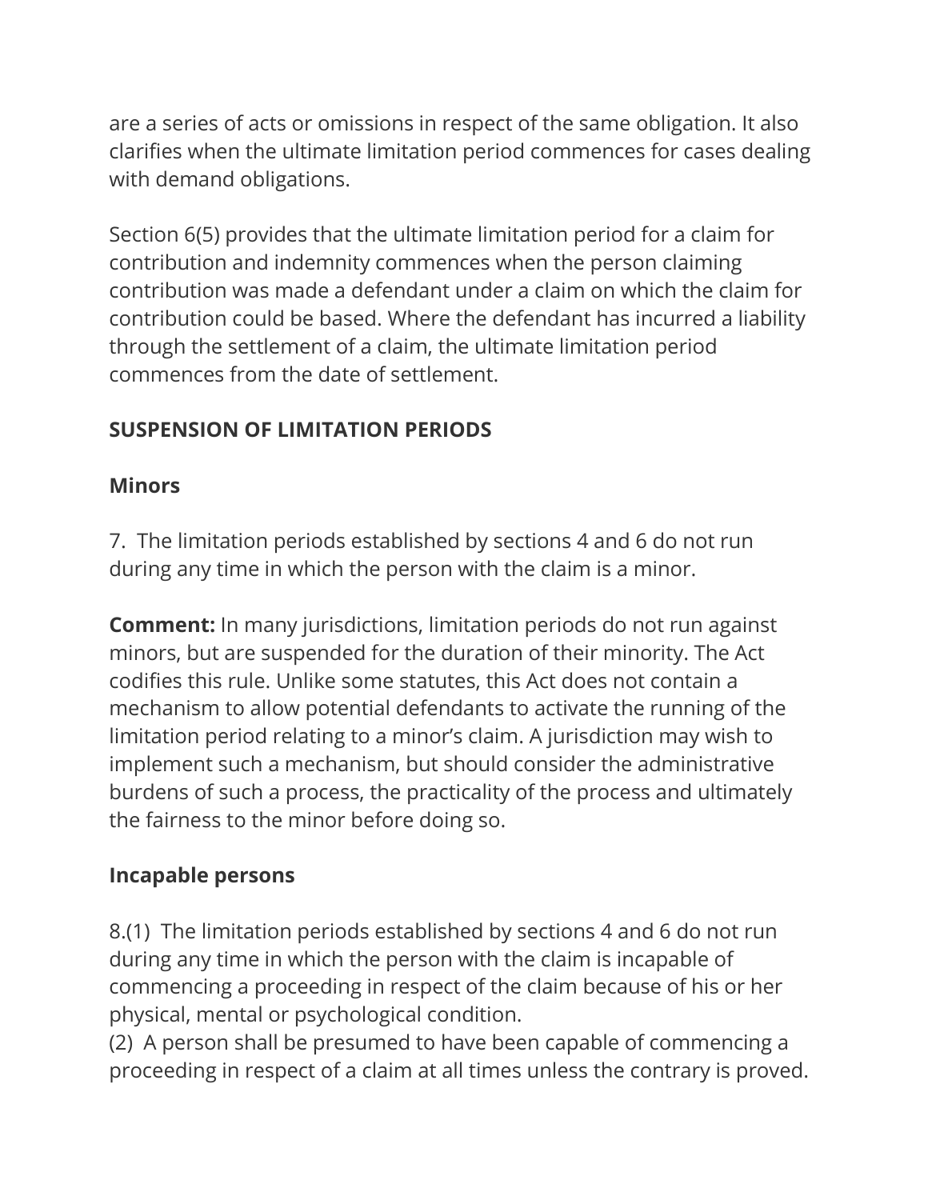are a series of acts or omissions in respect of the same obligation. It also clarifies when the ultimate limitation period commences for cases dealing with demand obligations.

Section 6(5) provides that the ultimate limitation period for a claim for contribution and indemnity commences when the person claiming contribution was made a defendant under a claim on which the claim for contribution could be based. Where the defendant has incurred a liability through the settlement of a claim, the ultimate limitation period commences from the date of settlement.

## SUSPENSION OF LIMITATION PERIODS

### Minors

7. The limitation periods established by sections 4 and 6 do not run during any time in which the person with the claim is a minor.

**Comment:** In many jurisdictions, limitation periods do not run against minors, but are suspended for the duration of their minority. The Act codifies this rule. Unlike some statutes, this Act does not contain a mechanism to allow potential defendants to activate the running of the limitation period relating to a minor's claim. A jurisdiction may wish to implement such a mechanism, but should consider the administrative burdens of such a process, the practicality of the process and ultimately the fairness to the minor before doing so.

### Incapable persons

8.(1) The limitation periods established by sections 4 and 6 do not run during any time in which the person with the claim is incapable of commencing a proceeding in respect of the claim because of his or her physical, mental or psychological condition.

(2) A person shall be presumed to have been capable of commencing a proceeding in respect of a claim at all times unless the contrary is proved.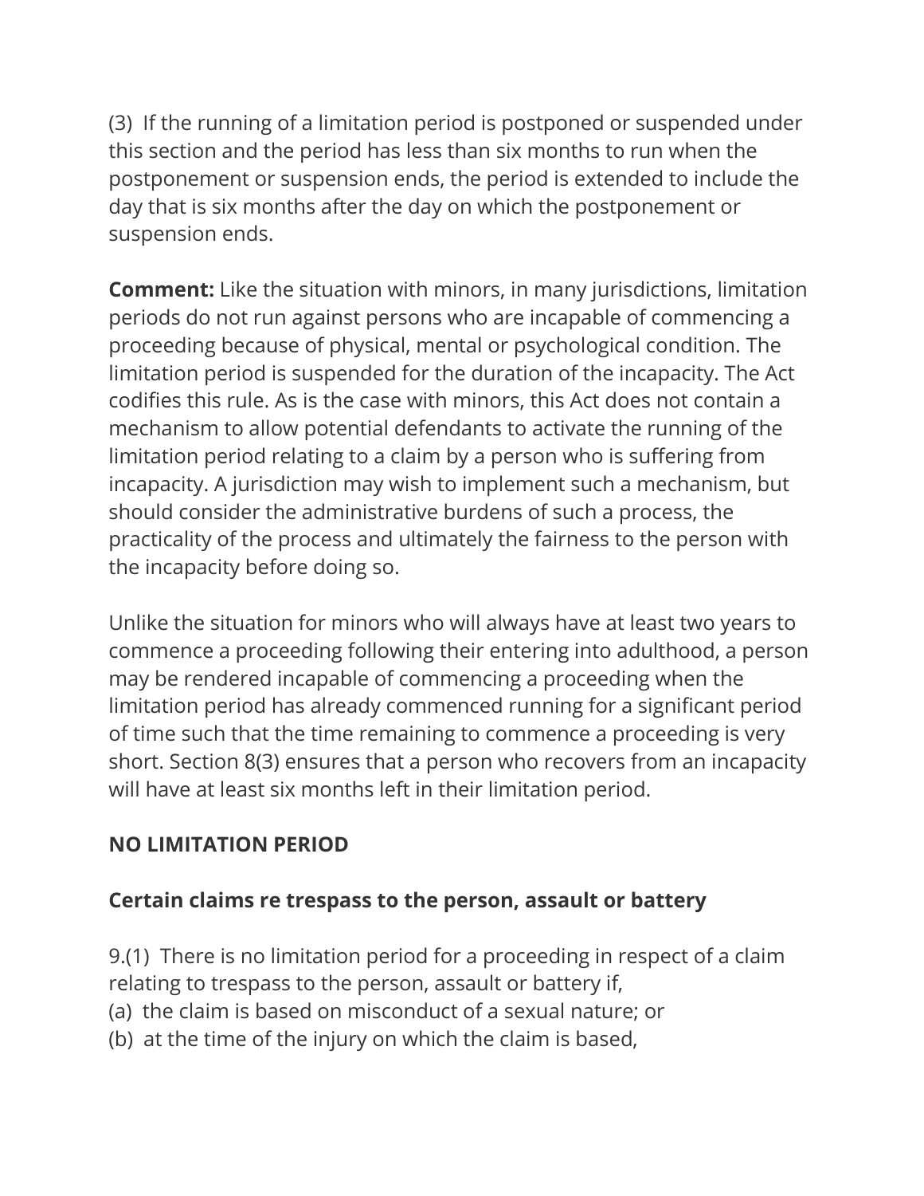(3) If the running of a limitation period is postponed or suspended under this section and the period has less than six months to run when the postponement or suspension ends, the period is extended to include the day that is six months after the day on which the postponement or suspension ends.

**Comment:** Like the situation with minors, in many jurisdictions, limitation periods do not run against persons who are incapable of commencing a proceeding because of physical, mental or psychological condition. The limitation period is suspended for the duration of the incapacity. The Act codifies this rule. As is the case with minors, this Act does not contain a mechanism to allow potential defendants to activate the running of the limitation period relating to a claim by a person who is suffering from incapacity. A jurisdiction may wish to implement such a mechanism, but should consider the administrative burdens of such a process, the practicality of the process and ultimately the fairness to the person with the incapacity before doing so.

Unlike the situation for minors who will always have at least two years to commence a proceeding following their entering into adulthood, a person may be rendered incapable of commencing a proceeding when the limitation period has already commenced running for a significant period of time such that the time remaining to commence a proceeding is very short. Section 8(3) ensures that a person who recovers from an incapacity will have at least six months left in their limitation period.

**NO LIMITATION PERIOD**

**Certain claims re trespass to the person, assault or battery**

9.(1) There is no limitation period for a proceeding in respect of a claim relating to trespass to the person, assault or battery if,
(a) the claim is based on misconduct of a sexual nature; or
(b) at the time of the injury on which the claim is based,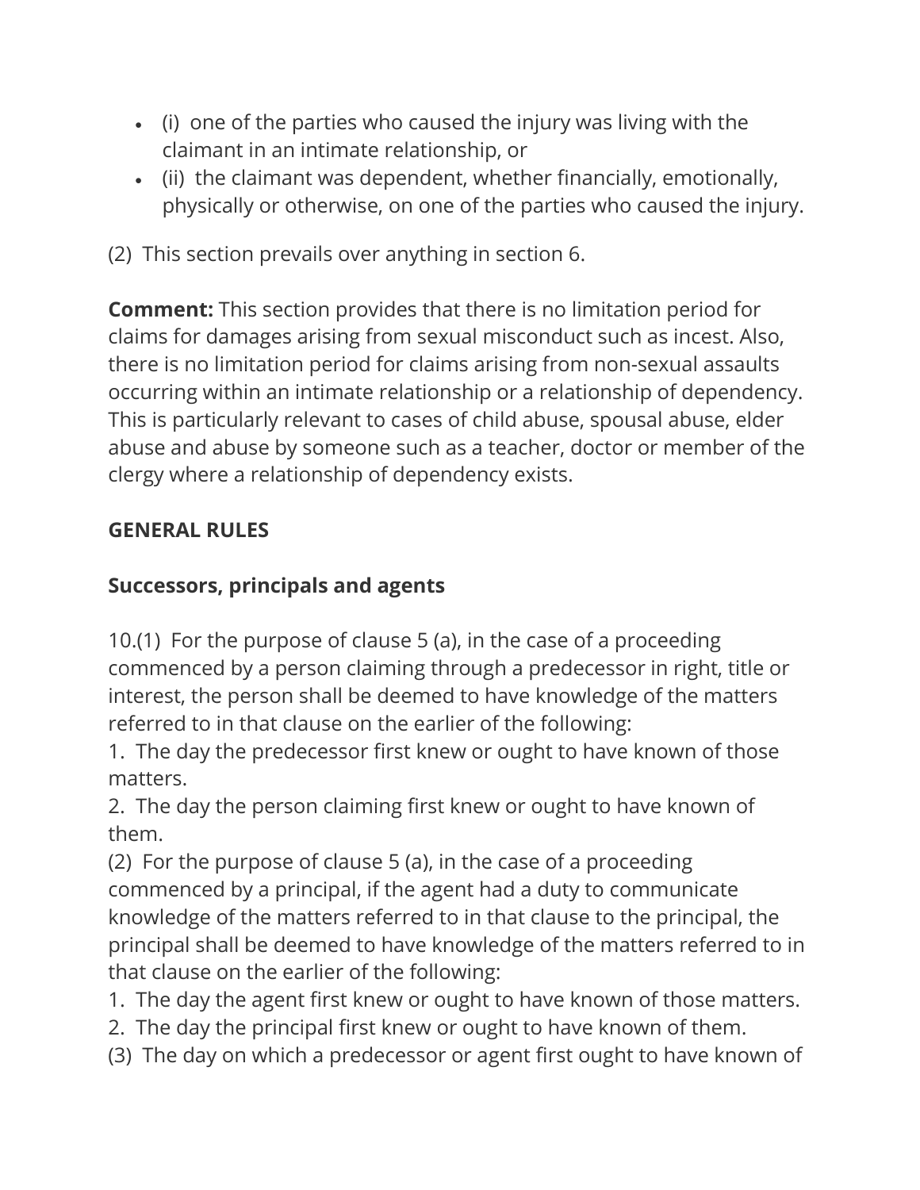- (i) one of the parties who caused the injury was living with the claimant in an intimate relationship, or
- (ii) the claimant was dependent, whether financially, emotionally, physically or otherwise, on one of the parties who caused the injury.

(2) This section prevails over anything in section 6.

**Comment:** This section provides that there is no limitation period for claims for damages arising from sexual misconduct such as incest. Also, there is no limitation period for claims arising from non-sexual assaults occurring within an intimate relationship or a relationship of dependency. This is particularly relevant to cases of child abuse, spousal abuse, elder abuse and abuse by someone such as a teacher, doctor or member of the clergy where a relationship of dependency exists.

**GENERAL RULES**

**Successors, principals and agents**

10.(1) For the purpose of clause 5 (a), in the case of a proceeding commenced by a person claiming through a predecessor in right, title or interest, the person shall be deemed to have knowledge of the matters referred to in that clause on the earlier of the following:
1. The day the predecessor first knew or ought to have known of those matters.
2. The day the person claiming first knew or ought to have known of them.

(2) For the purpose of clause 5 (a), in the case of a proceeding commenced by a principal, if the agent had a duty to communicate knowledge of the matters referred to in that clause to the principal, the principal shall be deemed to have knowledge of the matters referred to in that clause on the earlier of the following:
1. The day the agent first knew or ought to have known of those matters.
2. The day the principal first knew or ought to have known of them.

(3) The day on which a predecessor or agent first ought to have known of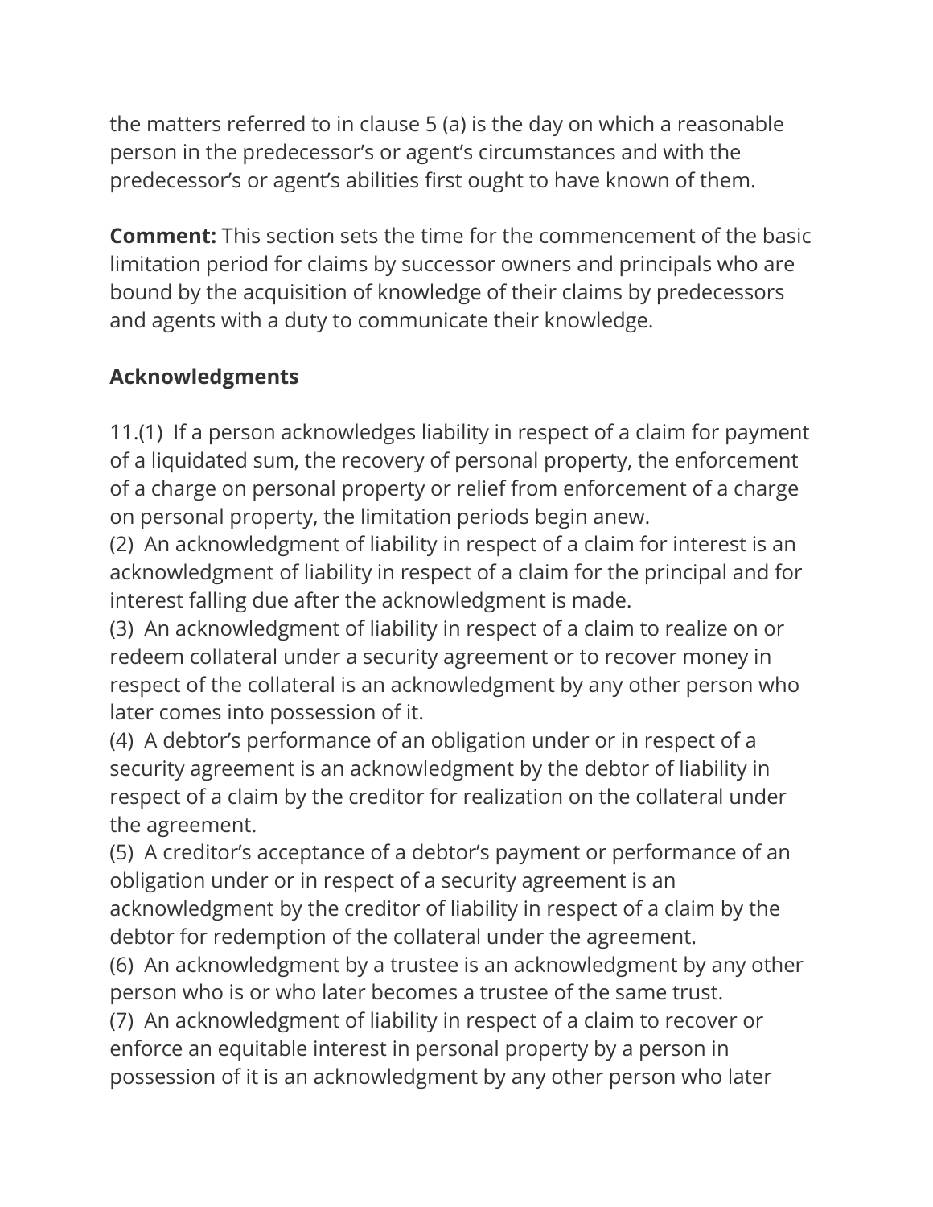the matters referred to in clause 5 (a) is the day on which a reasonable person in the predecessor's or agent's circumstances and with the predecessor's or agent's abilities first ought to have known of them.

**Comment:** This section sets the time for the commencement of the basic limitation period for claims by successor owners and principals who are bound by the acquisition of knowledge of their claims by predecessors and agents with a duty to communicate their knowledge.

**Acknowledgments**

11.(1) If a person acknowledges liability in respect of a claim for payment of a liquidated sum, the recovery of personal property, the enforcement of a charge on personal property or relief from enforcement of a charge on personal property, the limitation periods begin anew.
(2) An acknowledgment of liability in respect of a claim for interest is an acknowledgment of liability in respect of a claim for the principal and for interest falling due after the acknowledgment is made.
(3) An acknowledgment of liability in respect of a claim to realize on or redeem collateral under a security agreement or to recover money in respect of the collateral is an acknowledgment by any other person who later comes into possession of it.
(4) A debtor's performance of an obligation under or in respect of a security agreement is an acknowledgment by the debtor of liability in respect of a claim by the creditor for realization on the collateral under the agreement.
(5) A creditor's acceptance of a debtor's payment or performance of an obligation under or in respect of a security agreement is an acknowledgment by the creditor of liability in respect of a claim by the debtor for redemption of the collateral under the agreement.
(6) An acknowledgment by a trustee is an acknowledgment by any other person who is or who later becomes a trustee of the same trust.
(7) An acknowledgment of liability in respect of a claim to recover or enforce an equitable interest in personal property by a person in possession of it is an acknowledgment by any other person who later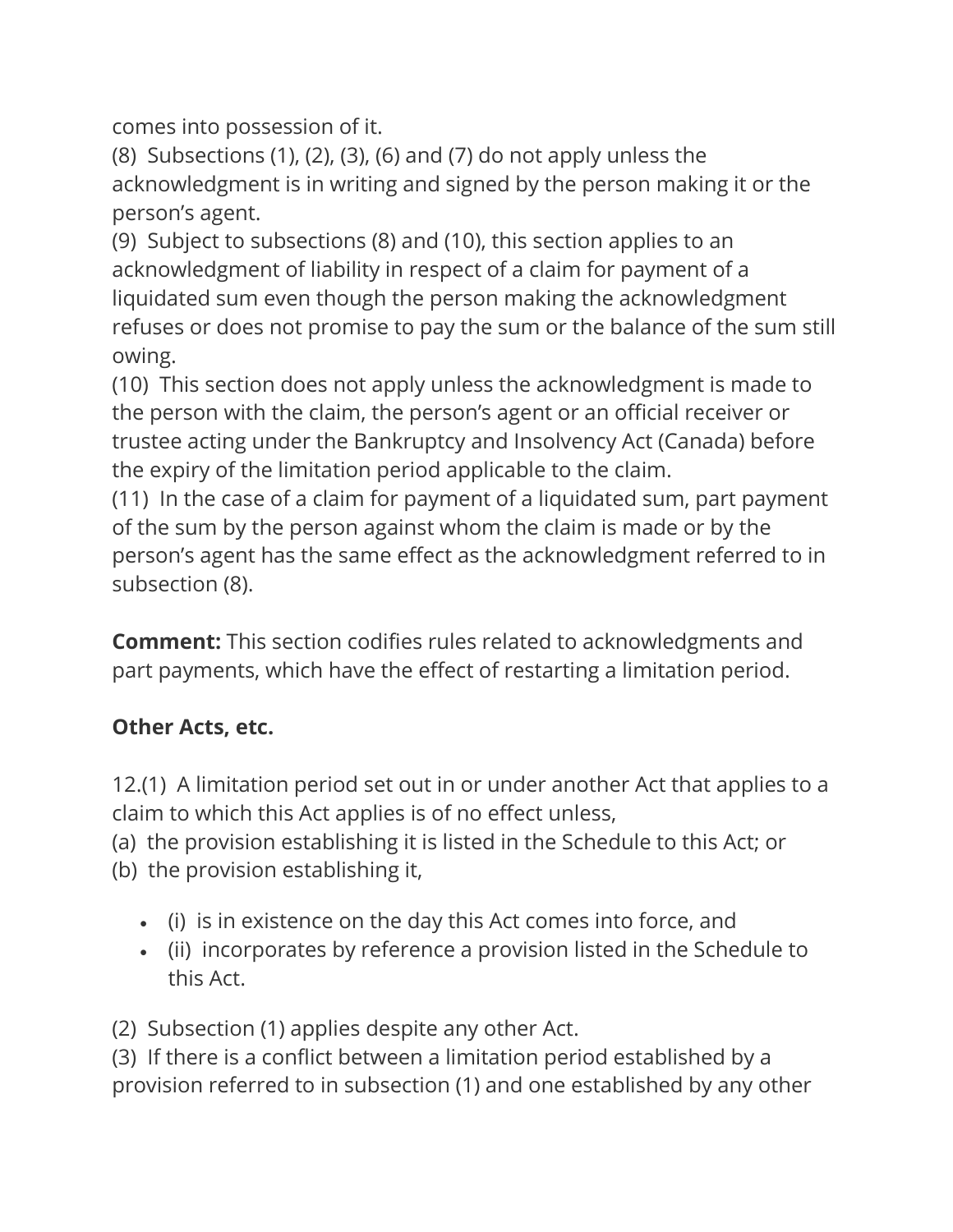comes into possession of it.
(8) Subsections (1), (2), (3), (6) and (7) do not apply unless the acknowledgment is in writing and signed by the person making it or the person's agent.
(9) Subject to subsections (8) and (10), this section applies to an acknowledgment of liability in respect of a claim for payment of a liquidated sum even though the person making the acknowledgment refuses or does not promise to pay the sum or the balance of the sum still owing.
(10) This section does not apply unless the acknowledgment is made to the person with the claim, the person's agent or an official receiver or trustee acting under the Bankruptcy and Insolvency Act (Canada) before the expiry of the limitation period applicable to the claim.
(11) In the case of a claim for payment of a liquidated sum, part payment of the sum by the person against whom the claim is made or by the person's agent has the same effect as the acknowledgment referred to in subsection (8).

**Comment:** This section codifies rules related to acknowledgments and part payments, which have the effect of restarting a limitation period.

**Other Acts, etc.**

12.(1) A limitation period set out in or under another Act that applies to a claim to which this Act applies is of no effect unless,
(a) the provision establishing it is listed in the Schedule to this Act; or
(b) the provision establishing it,

- (i) is in existence on the day this Act comes into force, and
- (ii) incorporates by reference a provision listed in the Schedule to this Act.

(2) Subsection (1) applies despite any other Act.
(3) If there is a conflict between a limitation period established by a provision referred to in subsection (1) and one established by any other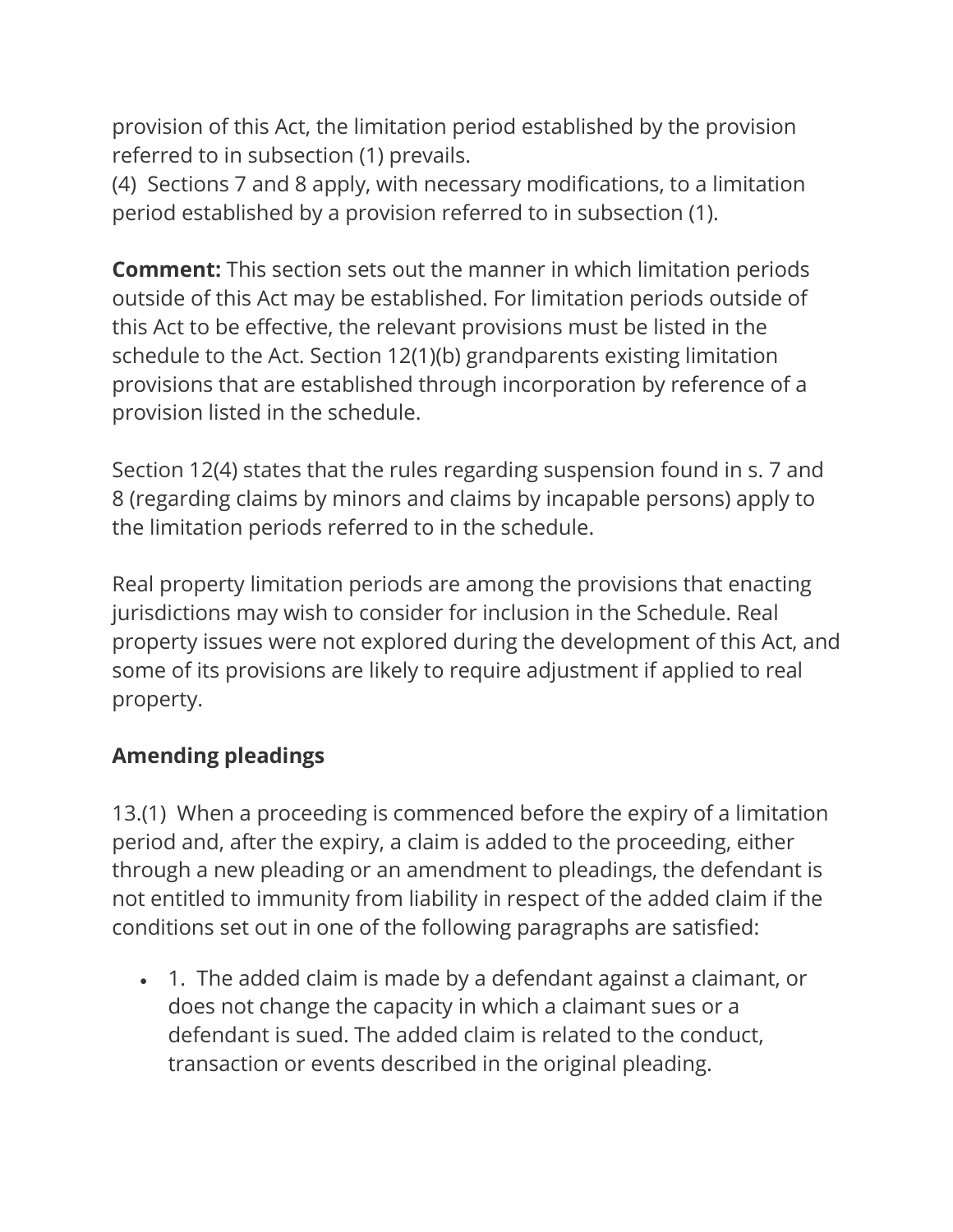provision of this Act, the limitation period established by the provision referred to in subsection (1) prevails.
(4) Sections 7 and 8 apply, with necessary modifications, to a limitation period established by a provision referred to in subsection (1).

**Comment:** This section sets out the manner in which limitation periods outside of this Act may be established. For limitation periods outside of this Act to be effective, the relevant provisions must be listed in the schedule to the Act. Section 12(1)(b) grandparents existing limitation provisions that are established through incorporation by reference of a provision listed in the schedule.

Section 12(4) states that the rules regarding suspension found in s. 7 and 8 (regarding claims by minors and claims by incapable persons) apply to the limitation periods referred to in the schedule.

Real property limitation periods are among the provisions that enacting jurisdictions may wish to consider for inclusion in the Schedule. Real property issues were not explored during the development of this Act, and some of its provisions are likely to require adjustment if applied to real property.

**Amending pleadings**

13.(1) When a proceeding is commenced before the expiry of a limitation period and, after the expiry, a claim is added to the proceeding, either through a new pleading or an amendment to pleadings, the defendant is not entitled to immunity from liability in respect of the added claim if the conditions set out in one of the following paragraphs are satisfied:

- 1. The added claim is made by a defendant against a claimant, or does not change the capacity in which a claimant sues or a defendant is sued. The added claim is related to the conduct, transaction or events described in the original pleading.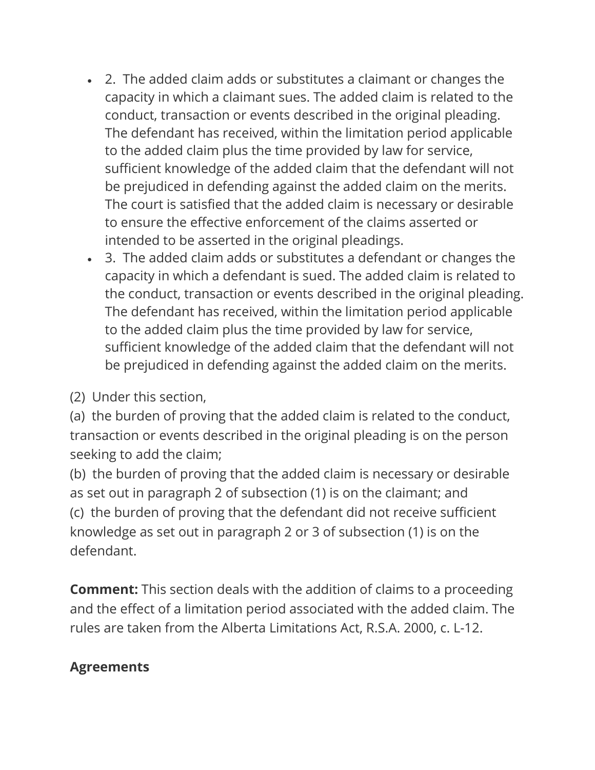- 2. The added claim adds or substitutes a claimant or changes the capacity in which a claimant sues. The added claim is related to the conduct, transaction or events described in the original pleading. The defendant has received, within the limitation period applicable to the added claim plus the time provided by law for service, sufficient knowledge of the added claim that the defendant will not be prejudiced in defending against the added claim on the merits. The court is satisfied that the added claim is necessary or desirable to ensure the effective enforcement of the claims asserted or intended to be asserted in the original pleadings.
- 3. The added claim adds or substitutes a defendant or changes the capacity in which a defendant is sued. The added claim is related to the conduct, transaction or events described in the original pleading. The defendant has received, within the limitation period applicable to the added claim plus the time provided by law for service, sufficient knowledge of the added claim that the defendant will not be prejudiced in defending against the added claim on the merits.

(2) Under this section,
(a) the burden of proving that the added claim is related to the conduct, transaction or events described in the original pleading is on the person seeking to add the claim;
(b) the burden of proving that the added claim is necessary or desirable as set out in paragraph 2 of subsection (1) is on the claimant; and
(c) the burden of proving that the defendant did not receive sufficient knowledge as set out in paragraph 2 or 3 of subsection (1) is on the defendant.

**Comment:** This section deals with the addition of claims to a proceeding and the effect of a limitation period associated with the added claim. The rules are taken from the Alberta Limitations Act, R.S.A. 2000, c. L-12.

**Agreements**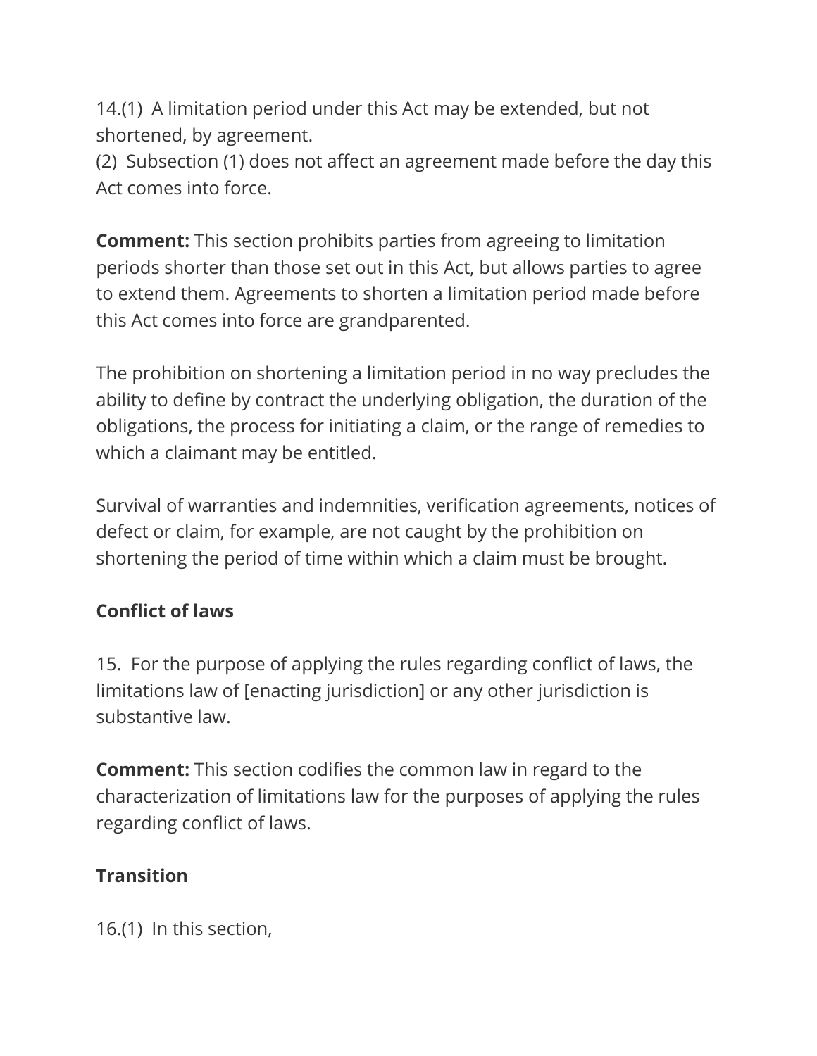14.(1) A limitation period under this Act may be extended, but not shortened, by agreement.
(2) Subsection (1) does not affect an agreement made before the day this Act comes into force.

**Comment:** This section prohibits parties from agreeing to limitation periods shorter than those set out in this Act, but allows parties to agree to extend them. Agreements to shorten a limitation period made before this Act comes into force are grandparented.

The prohibition on shortening a limitation period in no way precludes the ability to define by contract the underlying obligation, the duration of the obligations, the process for initiating a claim, or the range of remedies to which a claimant may be entitled.

Survival of warranties and indemnities, verification agreements, notices of defect or claim, for example, are not caught by the prohibition on shortening the period of time within which a claim must be brought.

**Conflict of laws**

15. For the purpose of applying the rules regarding conflict of laws, the limitations law of [enacting jurisdiction] or any other jurisdiction is substantive law.

**Comment:** This section codifies the common law in regard to the characterization of limitations law for the purposes of applying the rules regarding conflict of laws.

**Transition**

16.(1) In this section,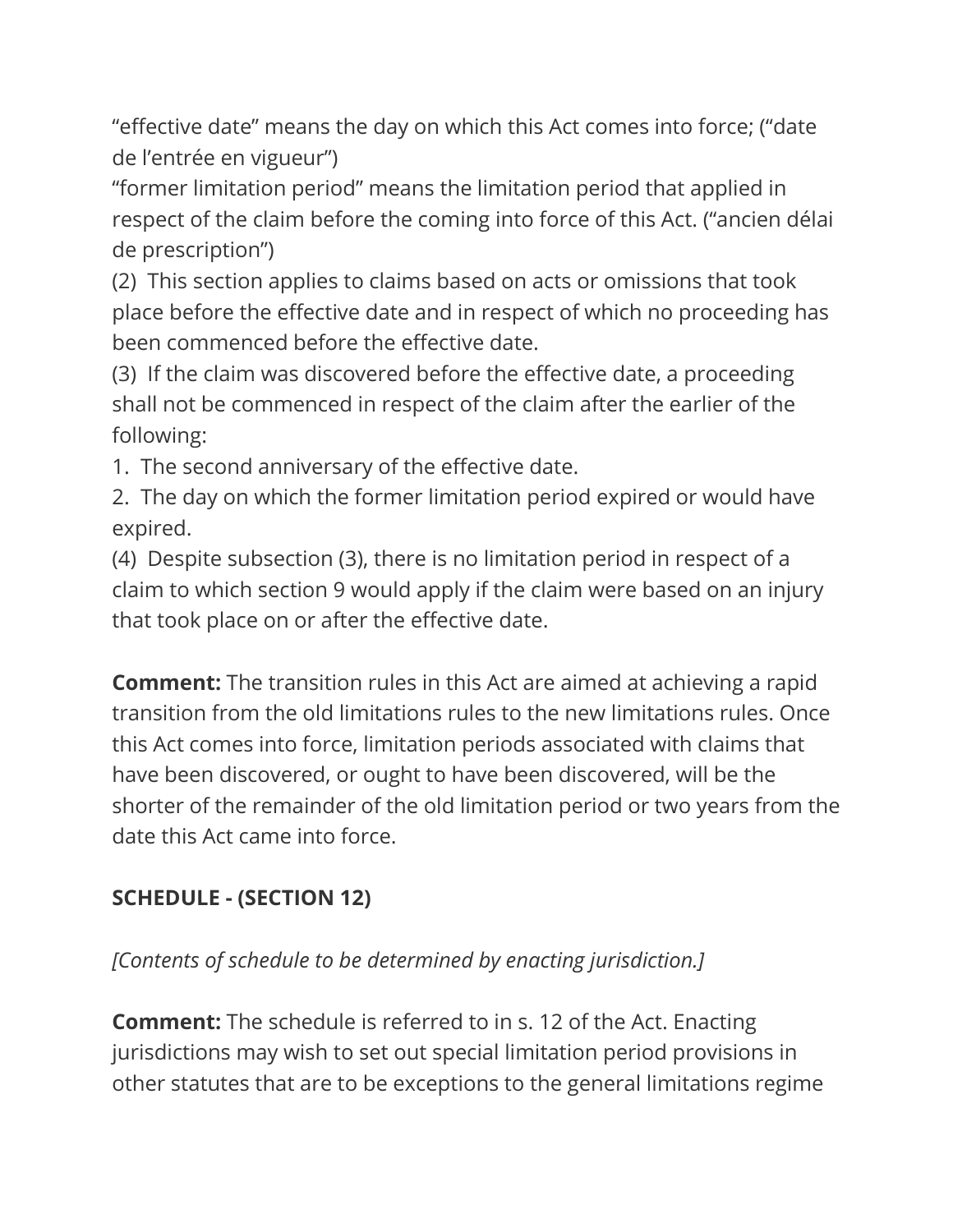“effective date” means the day on which this Act comes into force; (“date de l’entrée en vigueur”)

“former limitation period” means the limitation period that applied in respect of the claim before the coming into force of this Act. (“ancien délai de prescription”)

(2) This section applies to claims based on acts or omissions that took place before the effective date and in respect of which no proceeding has been commenced before the effective date.

(3) If the claim was discovered before the effective date, a proceeding shall not be commenced in respect of the claim after the earlier of the following:

1. The second anniversary of the effective date.
2. The day on which the former limitation period expired or would have expired.

(4) Despite subsection (3), there is no limitation period in respect of a claim to which section 9 would apply if the claim were based on an injury that took place on or after the effective date.

**Comment:** The transition rules in this Act are aimed at achieving a rapid transition from the old limitations rules to the new limitations rules. Once this Act comes into force, limitation periods associated with claims that have been discovered, or ought to have been discovered, will be the shorter of the remainder of the old limitation period or two years from the date this Act came into force.

**SCHEDULE - (SECTION 12)**

*[Contents of schedule to be determined by enacting jurisdiction.]*

**Comment:** The schedule is referred to in s. 12 of the Act. Enacting jurisdictions may wish to set out special limitation period provisions in other statutes that are to be exceptions to the general limitations regime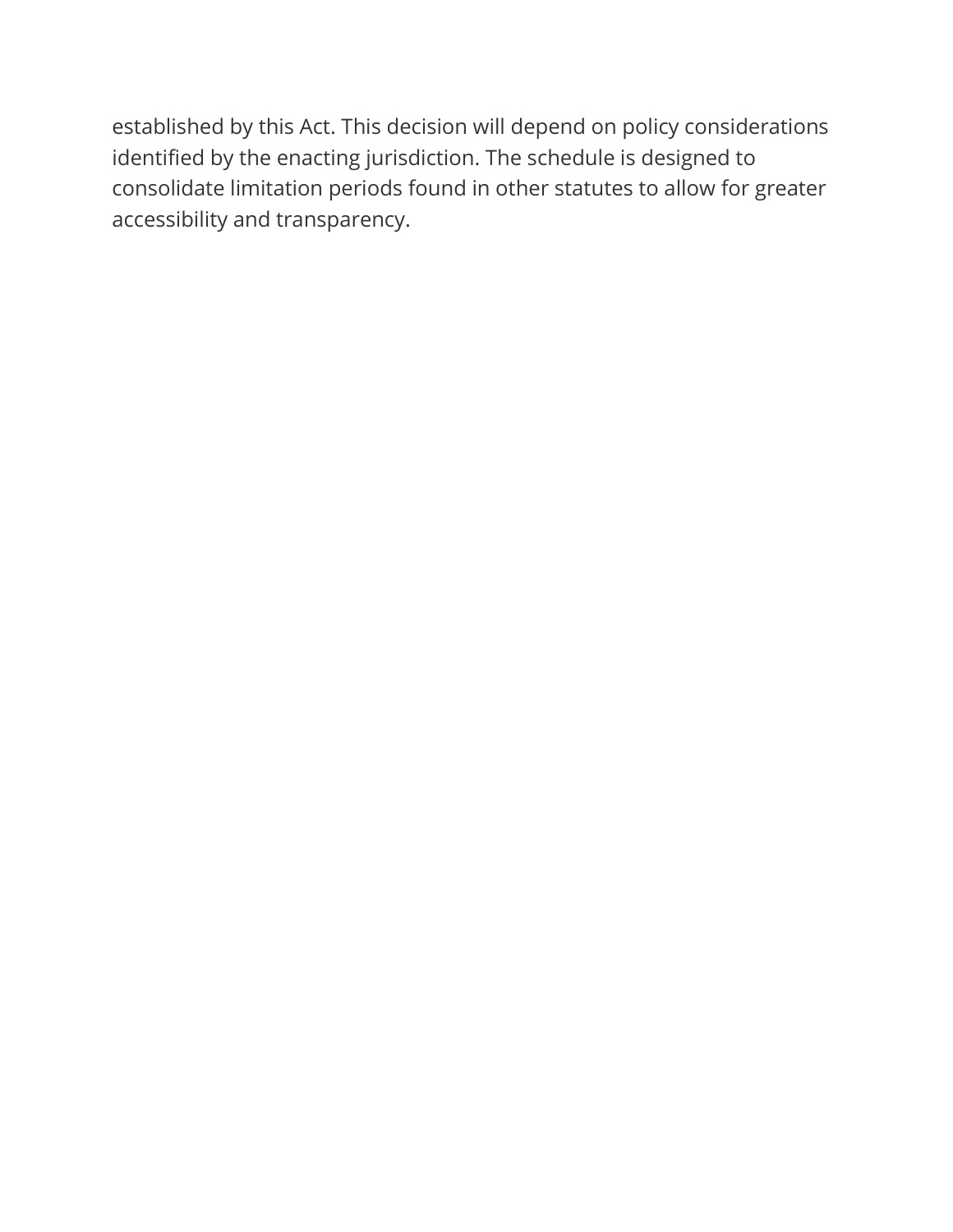established by this Act. This decision will depend on policy considerations identified by the enacting jurisdiction. The schedule is designed to consolidate limitation periods found in other statutes to allow for greater accessibility and transparency.